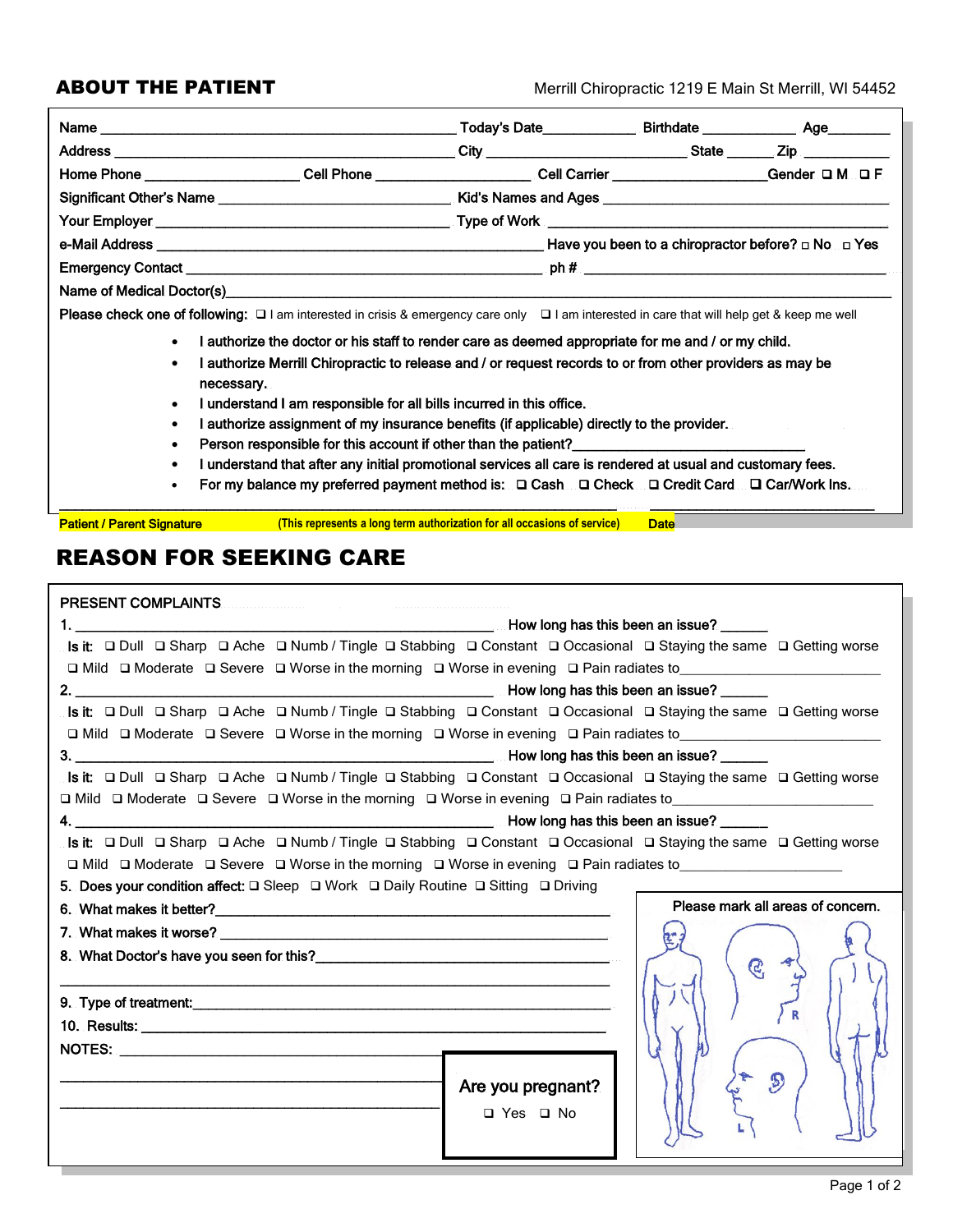## ABOUT THE PATIENT

Merrill Chiropractic 1219 E Main St Merrill, WI 54452

Name ______________________________ Today's Date____________ Birthdate ____________ Age________

Address ______________________________ City ______________________ State ______ Zip ___________

Home Phone ___________________ Cell Phone ___________________ Cell Carrier ___________________Gender ❑ M ❑ F

Significant Other's Name __________________________ Kid's Names and Ages ______________________________

Your Employer ____________________________________ Type of Work ______________________________

e-Mail Address ____________________________________ Have you been to a chiropractor before? ☐ No ☐ Yes

Emergency Contact __________________________________ ph # ______________________________

Name of Medical Doctor(s)______________________________________________________________________

Please check one of following: ❑ I am interested in crisis & emergency care only ❑ I am interested in care that will help get & keep me well

- I authorize the doctor or his staff to render care as deemed appropriate for me and / or my child.
- I authorize Merrill Chiropractic to release and / or request records to or from other providers as may be necessary.
- I understand I am responsible for all bills incurred in this office.
- I authorize assignment of my insurance benefits (if applicable) directly to the provider.
- Person responsible for this account if other than the patient?________________________________
- I understand that after any initial promotional services all care is rendered at usual and customary fees.
- For my balance my preferred payment method is: ❑ Cash ❑ Check ❑ Credit Card ❑ Car/Work Ins.

______________________________________________________________ ______________________________

**Patient / Parent Signature** (This represents a long term authorization for all occasions of service) **Date**

## REASON FOR SEEKING CARE

PRESENT COMPLAINTS

1. ______________________________________________ How long has this been an issue? ______

Is it: ❑ Dull ❑ Sharp ❑ Ache ❑ Numb / Tingle ❑ Stabbing ❑ Constant ❑ Occasional ❑ Staying the same ❑ Getting worse

❑ Mild ❑ Moderate ❑ Severe ❑ Worse in the morning ❑ Worse in evening ❑ Pain radiates to__________________________

2. ______________________________________________ How long has this been an issue? ______

Is it: ❑ Dull ❑ Sharp ❑ Ache ❑ Numb / Tingle ❑ Stabbing ❑ Constant ❑ Occasional ❑ Staying the same ❑ Getting worse

❑ Mild ❑ Moderate ❑ Severe ❑ Worse in the morning ❑ Worse in evening ❑ Pain radiates to__________________________

3. ______________________________________________ How long has this been an issue? ______

Is it: ❑ Dull ❑ Sharp ❑ Ache ❑ Numb / Tingle ❑ Stabbing ❑ Constant ❑ Occasional ❑ Staying the same ❑ Getting worse

❑ Mild ❑ Moderate ❑ Severe ❑ Worse in the morning ❑ Worse in evening ❑ Pain radiates to__________________________

4. ______________________________________________ How long has this been an issue? ______

Is it: ❑ Dull ❑ Sharp ❑ Ache ❑ Numb / Tingle ❑ Stabbing ❑ Constant ❑ Occasional ❑ Staying the same ❑ Getting worse

❑ Mild ❑ Moderate ❑ Severe ❑ Worse in the morning ❑ Worse in evening ❑ Pain radiates to____________________

5. Does your condition affect: ❑ Sleep ❑ Work ❑ Daily Routine ❑ Sitting ❑ Driving

6. What makes it better?______________________________________________

7. What makes it worse? ______________________________________________

8. What Doctor's have you seen for this?________________________________

______________________________________________________________

9. Type of treatment:__________________________________________________

10. Results: ________________________________________________________

NOTES: ________________________________________

______________________________________________

______________________________________________

**Are you pregnant?**

❑ Yes ❑ No

Please mark all areas of concern.

R

L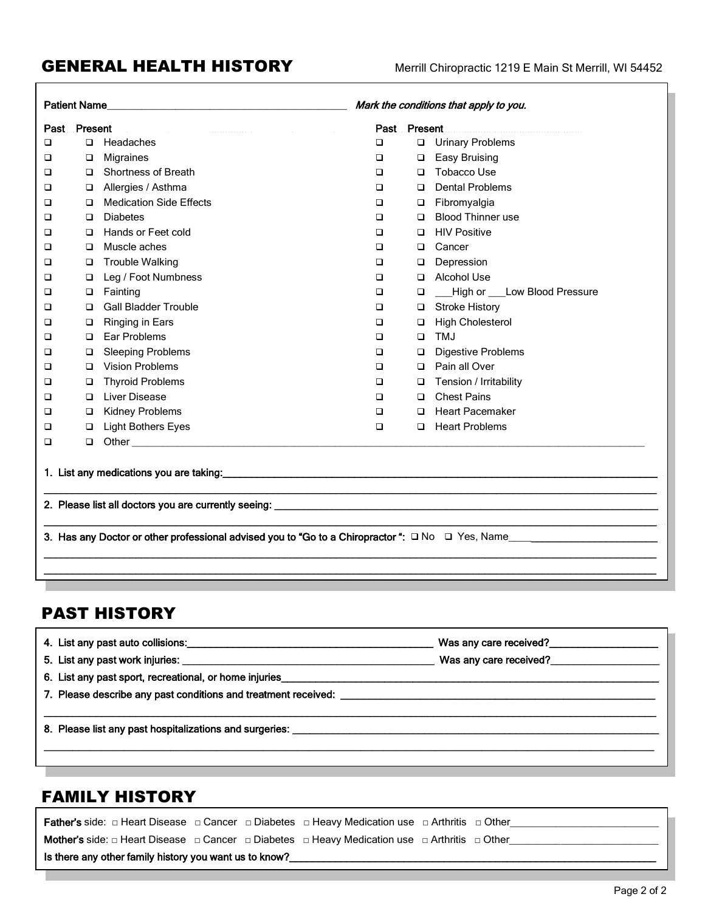## GENERAL HEALTH HISTORY

Merrill Chiropractic 1219 E Main St Merrill, WI 54452

Patient Name___________________________________________ *Mark the conditions that apply to you.*

| Past | Present | | Past | Present | |
|---|---|---|---|---|---|
| ❑ | ❑ | Headaches | ❑ | ❑ | Urinary Problems |
| ❑ | ❑ | Migraines | ❑ | ❑ | Easy Bruising |
| ❑ | ❑ | Shortness of Breath | ❑ | ❑ | Tobacco Use |
| ❑ | ❑ | Allergies / Asthma | ❑ | ❑ | Dental Problems |
| ❑ | ❑ | Medication Side Effects | ❑ | ❑ | Fibromyalgia |
| ❑ | ❑ | Diabetes | ❑ | ❑ | Blood Thinner use |
| ❑ | ❑ | Hands or Feet cold | ❑ | ❑ | HIV Positive |
| ❑ | ❑ | Muscle aches | ❑ | ❑ | Cancer |
| ❑ | ❑ | Trouble Walking | ❑ | ❑ | Depression |
| ❑ | ❑ | Leg / Foot Numbness | ❑ | ❑ | Alcohol Use |
| ❑ | ❑ | Fainting | ❑ | ❑ | ___High or ___Low Blood Pressure |
| ❑ | ❑ | Gall Bladder Trouble | ❑ | ❑ | Stroke History |
| ❑ | ❑ | Ringing in Ears | ❑ | ❑ | High Cholesterol |
| ❑ | ❑ | Ear Problems | ❑ | ❑ | TMJ |
| ❑ | ❑ | Sleeping Problems | ❑ | ❑ | Digestive Problems |
| ❑ | ❑ | Vision Problems | ❑ | ❑ | Pain all Over |
| ❑ | ❑ | Thyroid Problems | ❑ | ❑ | Tension / Irritability |
| ❑ | ❑ | Liver Disease | ❑ | ❑ | Chest Pains |
| ❑ | ❑ | Kidney Problems | ❑ | ❑ | Heart Pacemaker |
| ❑ | ❑ | Light Bothers Eyes | ❑ | ❑ | Heart Problems |
| ❑ | ❑ | Other ______________________________ | | | |

1. List any medications you are taking:_______________________________________________________________

______________________________________________________________________________________________

2. Please list all doctors you are currently seeing: ____________________________________________________

______________________________________________________________________________________________

3. Has any Doctor or other professional advised you to "Go to a Chiropractor ": ❑ No ❑ Yes, Name_______________________

______________________________________________________________________________________________

______________________________________________________________________________________________

## PAST HISTORY

4. List any past auto collisions:______________________________________ Was any care received?__________________
5. List any past work injuries: ______________________________________ Was any care received?__________________
6. List any past sport, recreational, or home injuries__________________________________________________________
7. Please describe any past conditions and treatment received: _________________________________________________

______________________________________________________________________________________________

8. Please list any past hospitalizations and surgeries: _________________________________________________________

______________________________________________________________________________________________

## FAMILY HISTORY

**Father's** side: □ Heart Disease □ Cancer □ Diabetes □ Heavy Medication use □ Arthritis □ Other_______________________

**Mother's** side: □ Heart Disease □ Cancer □ Diabetes □ Heavy Medication use □ Arthritis □ Other_______________________

Is there any other family history you want us to know?_____________________________________________________